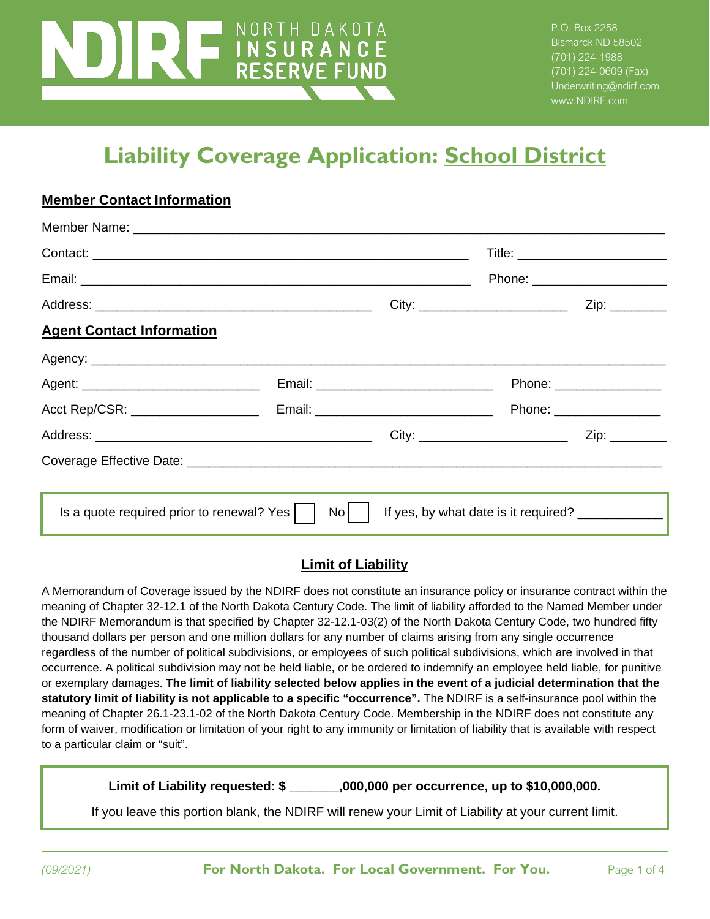NORTH DAKOTA INSURANCE RESERVE FUND

P.O. Box 2258
Bismarck ND 58502
(701) 224-1988
(701) 224-0609 (Fax)
Underwriting@ndirf.com
www.NDIRF.com

# Liability Coverage Application: School District

## Member Contact Information

Member Name: ______________________________________________________________________

Contact: ________________________________________________ Title: ____________________

Email: __________________________________________________ Phone: __________________

Address: ________________________________ City: ____________________ Zip: ________

## Agent Contact Information

Agency: ___________________________________________________________________________

Agent: ______________________ Email: ______________________ Phone: ______________

Acct Rep/CSR: _______________ Email: ______________________ Phone: ______________

Address: ________________________________ City: ____________________ Zip: ________

Coverage Effective Date: __________________________________________________________

Is a quote required prior to renewal? Yes ☐ No ☐ If yes, by what date is it required? ___________

## Limit of Liability

A Memorandum of Coverage issued by the NDIRF does not constitute an insurance policy or insurance contract within the meaning of Chapter 32-12.1 of the North Dakota Century Code. The limit of liability afforded to the Named Member under the NDIRF Memorandum is that specified by Chapter 32-12.1-03(2) of the North Dakota Century Code, two hundred fifty thousand dollars per person and one million dollars for any number of claims arising from any single occurrence regardless of the number of political subdivisions, or employees of such political subdivisions, which are involved in that occurrence. A political subdivision may not be held liable, or be ordered to indemnify an employee held liable, for punitive or exemplary damages. **The limit of liability selected below applies in the event of a judicial determination that the statutory limit of liability is not applicable to a specific "occurrence".** The NDIRF is a self-insurance pool within the meaning of Chapter 26.1-23.1-02 of the North Dakota Century Code. Membership in the NDIRF does not constitute any form of waiver, modification or limitation of your right to any immunity or limitation of liability that is available with respect to a particular claim or "suit".

**Limit of Liability requested: $ _______,000,000 per occurrence, up to $10,000,000.**

If you leave this portion blank, the NDIRF will renew your Limit of Liability at your current limit.

*(09/2021)* **For North Dakota. For Local Government. For You.**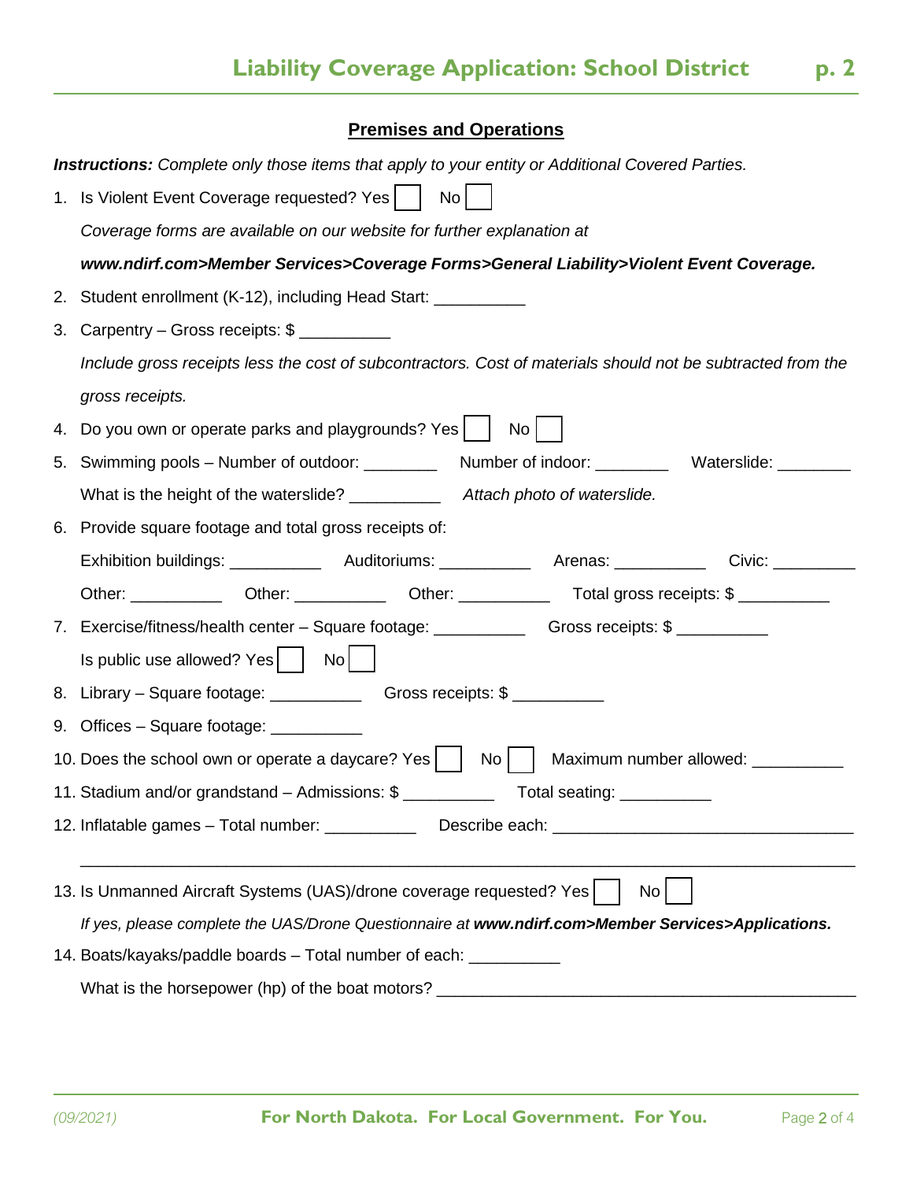## Premises and Operations

***Instructions:*** *Complete only those items that apply to your entity or Additional Covered Parties.*

1. Is Violent Event Coverage requested? Yes ☐ No ☐

   *Coverage forms are available on our website for further explanation at*

   ***www.ndirf.com>Member Services>Coverage Forms>General Liability>Violent Event Coverage.***

2. Student enrollment (K-12), including Head Start: __________

3. Carpentry – Gross receipts: $ __________

   *Include gross receipts less the cost of subcontractors. Cost of materials should not be subtracted from the gross receipts.*

4. Do you own or operate parks and playgrounds? Yes ☐ No ☐

5. Swimming pools – Number of outdoor: ________ Number of indoor: ________ Waterslide: ________

   What is the height of the waterslide? __________ *Attach photo of waterslide.*

6. Provide square footage and total gross receipts of:

   Exhibition buildings: __________ Auditoriums: __________ Arenas: __________ Civic: _________

   Other: __________ Other: __________ Other: __________ Total gross receipts: $ __________

7. Exercise/fitness/health center – Square footage: __________ Gross receipts: $ __________

   Is public use allowed? Yes ☐ No ☐

8. Library – Square footage: __________ Gross receipts: $ __________

9. Offices – Square footage: __________

10. Does the school own or operate a daycare? Yes ☐ No ☐ Maximum number allowed: __________

11. Stadium and/or grandstand – Admissions: $ __________ Total seating: __________

12. Inflatable games – Total number: __________ Describe each: ________________________________

    ________________________________________________________________________________

13. Is Unmanned Aircraft Systems (UAS)/drone coverage requested? Yes ☐ No ☐

    *If yes, please complete the UAS/Drone Questionnaire at **www.ndirf.com>Member Services>Applications.***

14. Boats/kayaks/paddle boards – Total number of each: __________

    What is the horsepower (hp) of the boat motors? ____________________________________________

*(09/2021)*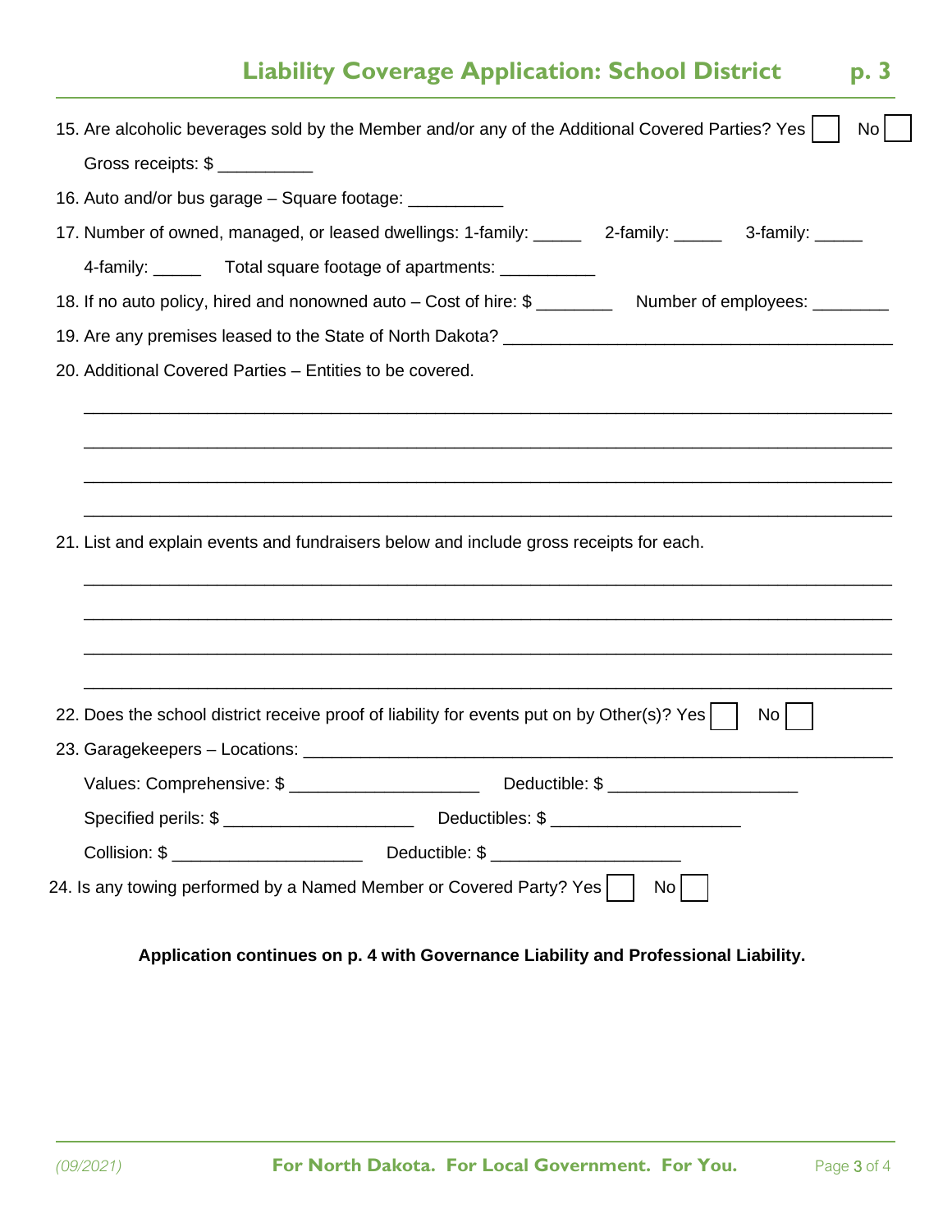## Liability Coverage Application: School District

15. Are alcoholic beverages sold by the Member and/or any of the Additional Covered Parties? Yes ☐ No ☐

    Gross receipts: $ __________

16. Auto and/or bus garage – Square footage: __________

17. Number of owned, managed, or leased dwellings: 1-family: _____ 2-family: _____ 3-family: _____

    4-family: _____ Total square footage of apartments: __________

18. If no auto policy, hired and nonowned auto – Cost of hire: $ ________ Number of employees: ________

19. Are any premises leased to the State of North Dakota? ________________________________________

20. Additional Covered Parties – Entities to be covered.

    ________________________________________________________________________________

    ________________________________________________________________________________

    ________________________________________________________________________________

    ________________________________________________________________________________

21. List and explain events and fundraisers below and include gross receipts for each.

    ________________________________________________________________________________

    ________________________________________________________________________________

    ________________________________________________________________________________

    ________________________________________________________________________________

22. Does the school district receive proof of liability for events put on by Other(s)? Yes ☐ No ☐

23. Garagekeepers – Locations: ______________________________________________________

    Values: Comprehensive: $ ____________________ Deductible: $ ____________________

    Specified perils: $ ____________________ Deductibles: $ ____________________

    Collision: $ ____________________ Deductible: $ ____________________

24. Is any towing performed by a Named Member or Covered Party? Yes ☐ No ☐

**Application continues on p. 4 with Governance Liability and Professional Liability.**

*(09/2021)* **For North Dakota. For Local Government. For You.**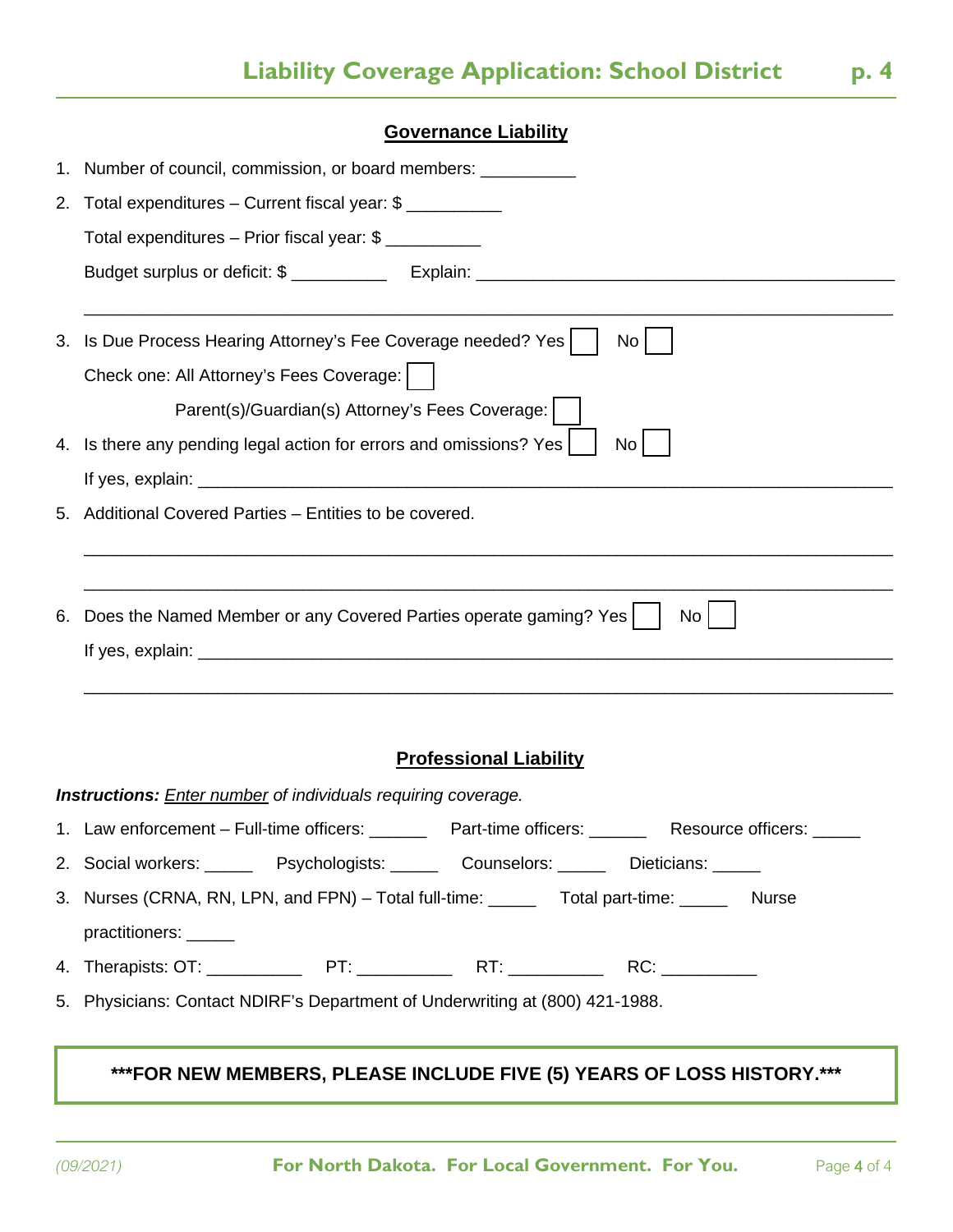## Governance Liability

1. Number of council, commission, or board members: __________
2. Total expenditures – Current fiscal year: $ __________

   Total expenditures – Prior fiscal year: $ __________

   Budget surplus or deficit: $ __________ Explain: ____________________________________________

   ________________________________________________________________________________
3. Is Due Process Hearing Attorney's Fee Coverage needed? Yes ☐ No ☐

   Check one: All Attorney's Fees Coverage: ☐

   Parent(s)/Guardian(s) Attorney's Fees Coverage: ☐
4. Is there any pending legal action for errors and omissions? Yes ☐ No ☐

   If yes, explain: ______________________________________________________________________
5. Additional Covered Parties – Entities to be covered.

   ________________________________________________________________________________

   ________________________________________________________________________________
6. Does the Named Member or any Covered Parties operate gaming? Yes ☐ No ☐

   If yes, explain: ______________________________________________________________________

   ________________________________________________________________________________

## Professional Liability

***Instructions:*** *Enter number of individuals requiring coverage.*

1. Law enforcement – Full-time officers: ______ Part-time officers: ______ Resource officers: _____
2. Social workers: _____ Psychologists: _____ Counselors: _____ Dieticians: _____
3. Nurses (CRNA, RN, LPN, and FPN) – Total full-time: _____ Total part-time: _____ Nurse practitioners: _____
4. Therapists: OT: __________ PT: __________ RT: __________ RC: __________
5. Physicians: Contact NDIRF's Department of Underwriting at (800) 421-1988.

**\*\*\*FOR NEW MEMBERS, PLEASE INCLUDE FIVE (5) YEARS OF LOSS HISTORY.\*\*\***

*(09/2021)* **For North Dakota. For Local Government. For You.**